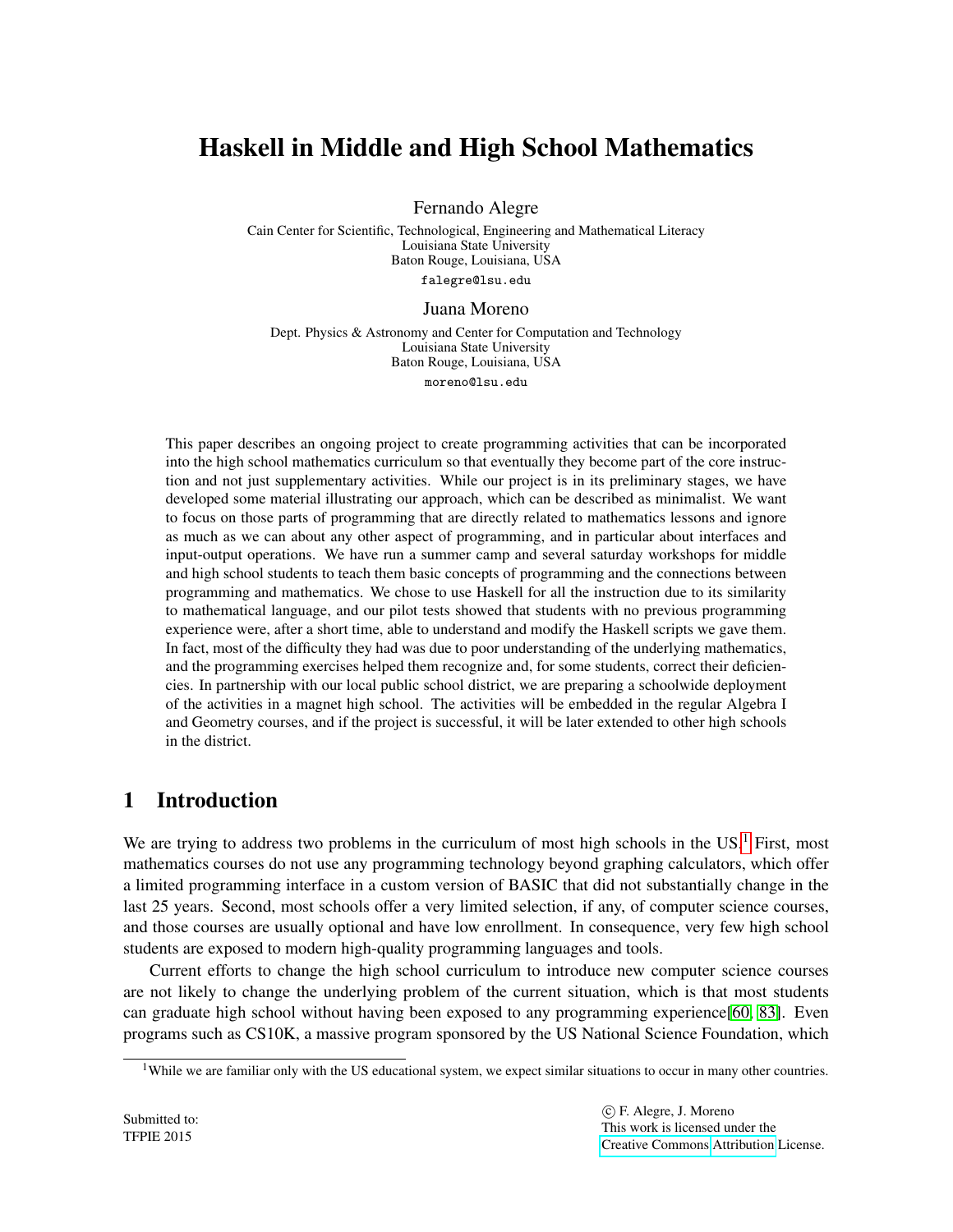# Haskell in Middle and High School Mathematics

Fernando Alegre

Cain Center for Scientific, Technological, Engineering and Mathematical Literacy
Louisiana State University
Baton Rouge, Louisiana, USA

falegre@lsu.edu

Juana Moreno

Dept. Physics & Astronomy and Center for Computation and Technology
Louisiana State University
Baton Rouge, Louisiana, USA

moreno@lsu.edu

This paper describes an ongoing project to create programming activities that can be incorporated into the high school mathematics curriculum so that eventually they become part of the core instruction and not just supplementary activities. While our project is in its preliminary stages, we have developed some material illustrating our approach, which can be described as minimalist. We want to focus on those parts of programming that are directly related to mathematics lessons and ignore as much as we can about any other aspect of programming, and in particular about interfaces and input-output operations. We have run a summer camp and several saturday workshops for middle and high school students to teach them basic concepts of programming and the connections between programming and mathematics. We chose to use Haskell for all the instruction due to its similarity to mathematical language, and our pilot tests showed that students with no previous programming experience were, after a short time, able to understand and modify the Haskell scripts we gave them. In fact, most of the difficulty they had was due to poor understanding of the underlying mathematics, and the programming exercises helped them recognize and, for some students, correct their deficiencies. In partnership with our local public school district, we are preparing a schoolwide deployment of the activities in a magnet high school. The activities will be embedded in the regular Algebra I and Geometry courses, and if the project is successful, it will be later extended to other high schools in the district.

## 1 Introduction

We are trying to address two problems in the curriculum of most high schools in the US.[1] First, most mathematics courses do not use any programming technology beyond graphing calculators, which offer a limited programming interface in a custom version of BASIC that did not substantially change in the last 25 years. Second, most schools offer a very limited selection, if any, of computer science courses, and those courses are usually optional and have low enrollment. In consequence, very few high school students are exposed to modern high-quality programming languages and tools.

Current efforts to change the high school curriculum to introduce new computer science courses are not likely to change the underlying problem of the current situation, which is that most students can graduate high school without having been exposed to any programming experience[60, 83]. Even programs such as CS10K, a massive program sponsored by the US National Science Foundation, which

[1] While we are familiar only with the US educational system, we expect similar situations to occur in many other countries.

Submitted to:
TFPIE 2015

© F. Alegre, J. Moreno
This work is licensed under the
Creative Commons Attribution License.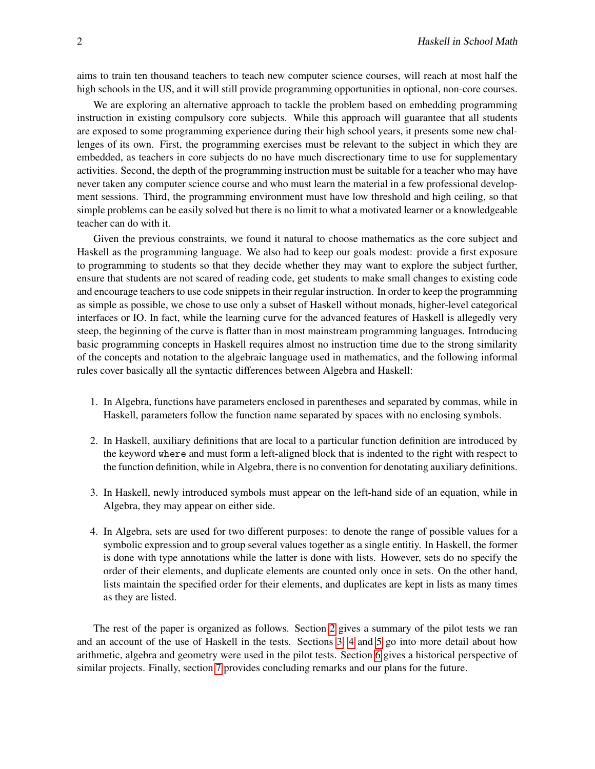aims to train ten thousand teachers to teach new computer science courses, will reach at most half the high schools in the US, and it will still provide programming opportunities in optional, non-core courses.

We are exploring an alternative approach to tackle the problem based on embedding programming instruction in existing compulsory core subjects. While this approach will guarantee that all students are exposed to some programming experience during their high school years, it presents some new challenges of its own. First, the programming exercises must be relevant to the subject in which they are embedded, as teachers in core subjects do no have much discrectionary time to use for supplementary activities. Second, the depth of the programming instruction must be suitable for a teacher who may have never taken any computer science course and who must learn the material in a few professional development sessions. Third, the programming environment must have low threshold and high ceiling, so that simple problems can be easily solved but there is no limit to what a motivated learner or a knowledgeable teacher can do with it.

Given the previous constraints, we found it natural to choose mathematics as the core subject and Haskell as the programming language. We also had to keep our goals modest: provide a first exposure to programming to students so that they decide whether they may want to explore the subject further, ensure that students are not scared of reading code, get students to make small changes to existing code and encourage teachers to use code snippets in their regular instruction. In order to keep the programming as simple as possible, we chose to use only a subset of Haskell without monads, higher-level categorical interfaces or IO. In fact, while the learning curve for the advanced features of Haskell is allegedly very steep, the beginning of the curve is flatter than in most mainstream programming languages. Introducing basic programming concepts in Haskell requires almost no instruction time due to the strong similarity of the concepts and notation to the algebraic language used in mathematics, and the following informal rules cover basically all the syntactic differences between Algebra and Haskell:

1. In Algebra, functions have parameters enclosed in parentheses and separated by commas, while in Haskell, parameters follow the function name separated by spaces with no enclosing symbols.

2. In Haskell, auxiliary definitions that are local to a particular function definition are introduced by the keyword `where` and must form a left-aligned block that is indented to the right with respect to the function definition, while in Algebra, there is no convention for denotating auxiliary definitions.

3. In Haskell, newly introduced symbols must appear on the left-hand side of an equation, while in Algebra, they may appear on either side.

4. In Algebra, sets are used for two different purposes: to denote the range of possible values for a symbolic expression and to group several values together as a single entitiy. In Haskell, the former is done with type annotations while the latter is done with lists. However, sets do no specify the order of their elements, and duplicate elements are counted only once in sets. On the other hand, lists maintain the specified order for their elements, and duplicates are kept in lists as many times as they are listed.

The rest of the paper is organized as follows. Section 2 gives a summary of the pilot tests we ran and an account of the use of Haskell in the tests. Sections 3, 4 and 5 go into more detail about how arithmetic, algebra and geometry were used in the pilot tests. Section 6 gives a historical perspective of similar projects. Finally, section 7 provides concluding remarks and our plans for the future.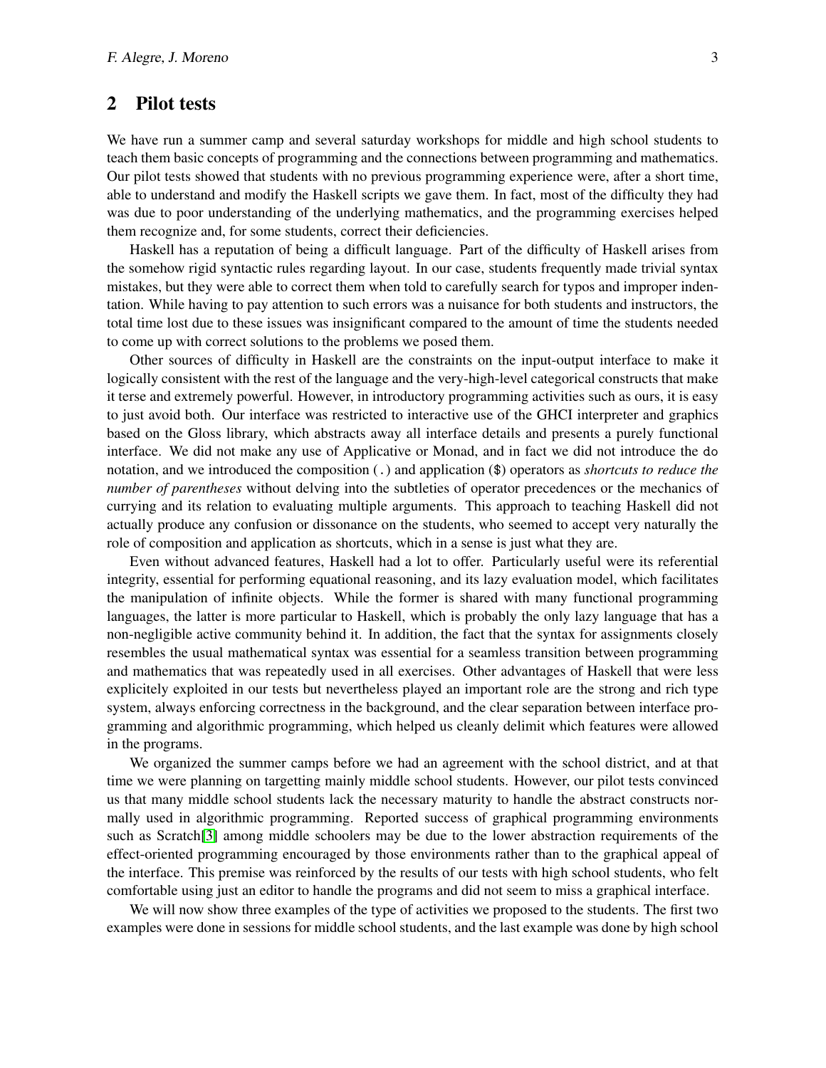## 2 Pilot tests

We have run a summer camp and several saturday workshops for middle and high school students to teach them basic concepts of programming and the connections between programming and mathematics. Our pilot tests showed that students with no previous programming experience were, after a short time, able to understand and modify the Haskell scripts we gave them. In fact, most of the difficulty they had was due to poor understanding of the underlying mathematics, and the programming exercises helped them recognize and, for some students, correct their deficiencies.

Haskell has a reputation of being a difficult language. Part of the difficulty of Haskell arises from the somehow rigid syntactic rules regarding layout. In our case, students frequently made trivial syntax mistakes, but they were able to correct them when told to carefully search for typos and improper indentation. While having to pay attention to such errors was a nuisance for both students and instructors, the total time lost due to these issues was insignificant compared to the amount of time the students needed to come up with correct solutions to the problems we posed them.

Other sources of difficulty in Haskell are the constraints on the input-output interface to make it logically consistent with the rest of the language and the very-high-level categorical constructs that make it terse and extremely powerful. However, in introductory programming activities such as ours, it is easy to just avoid both. Our interface was restricted to interactive use of the GHCI interpreter and graphics based on the Gloss library, which abstracts away all interface details and presents a purely functional interface. We did not make any use of Applicative or Monad, and in fact we did not introduce the `do` notation, and we introduced the composition `(.)` and application `($)` operators as *shortcuts to reduce the number of parentheses* without delving into the subtleties of operator precedences or the mechanics of currying and its relation to evaluating multiple arguments. This approach to teaching Haskell did not actually produce any confusion or dissonance on the students, who seemed to accept very naturally the role of composition and application as shortcuts, which in a sense is just what they are.

Even without advanced features, Haskell had a lot to offer. Particularly useful were its referential integrity, essential for performing equational reasoning, and its lazy evaluation model, which facilitates the manipulation of infinite objects. While the former is shared with many functional programming languages, the latter is more particular to Haskell, which is probably the only lazy language that has a non-negligible active community behind it. In addition, the fact that the syntax for assignments closely resembles the usual mathematical syntax was essential for a seamless transition between programming and mathematics that was repeatedly used in all exercises. Other advantages of Haskell that were less explicitely exploited in our tests but nevertheless played an important role are the strong and rich type system, always enforcing correctness in the background, and the clear separation between interface programming and algorithmic programming, which helped us cleanly delimit which features were allowed in the programs.

We organized the summer camps before we had an agreement with the school district, and at that time we were planning on targetting mainly middle school students. However, our pilot tests convinced us that many middle school students lack the necessary maturity to handle the abstract constructs normally used in algorithmic programming. Reported success of graphical programming environments such as Scratch[3] among middle schoolers may be due to the lower abstraction requirements of the effect-oriented programming encouraged by those environments rather than to the graphical appeal of the interface. This premise was reinforced by the results of our tests with high school students, who felt comfortable using just an editor to handle the programs and did not seem to miss a graphical interface.

We will now show three examples of the type of activities we proposed to the students. The first two examples were done in sessions for middle school students, and the last example was done by high school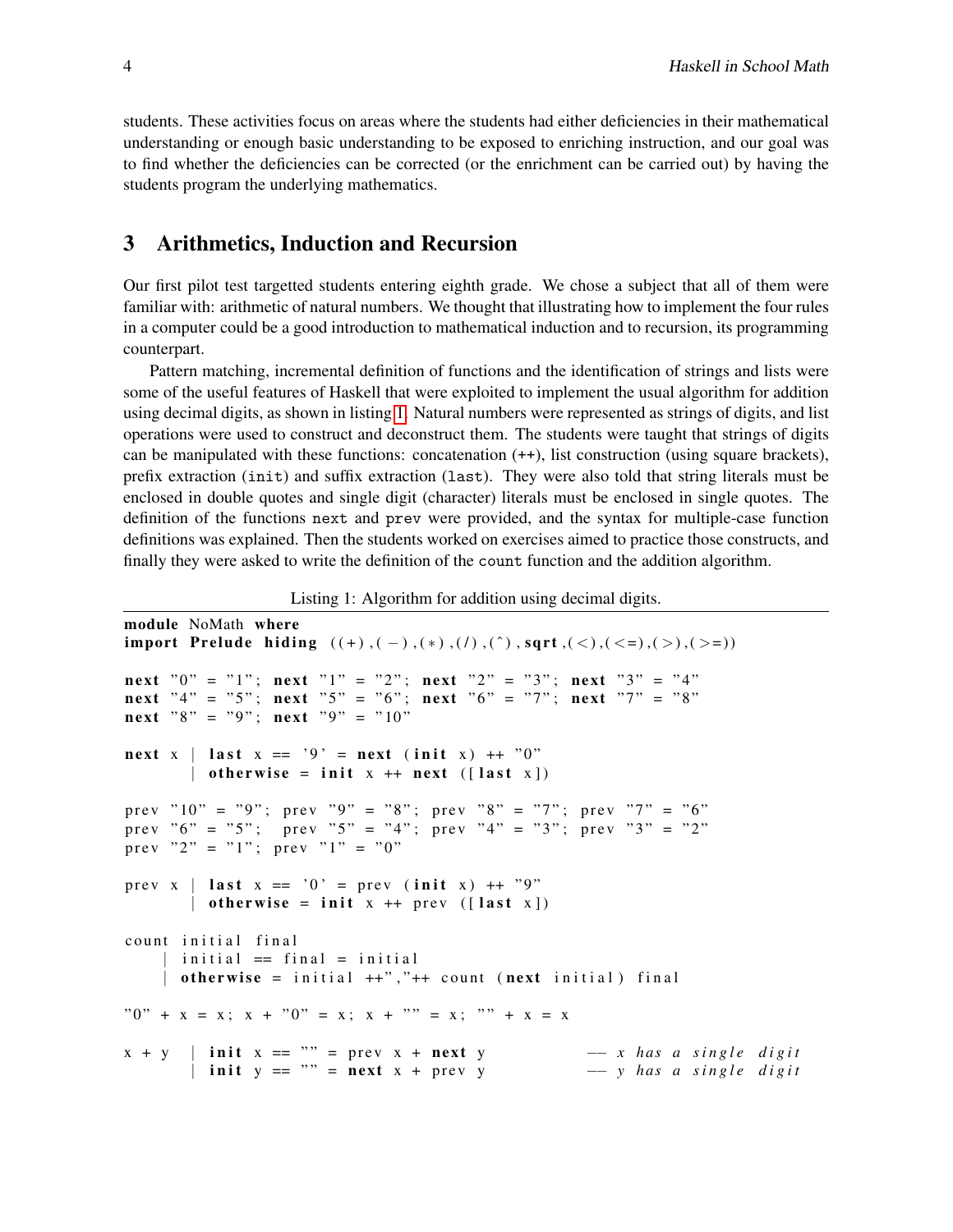students. These activities focus on areas where the students had either deficiencies in their mathematical understanding or enough basic understanding to be exposed to enriching instruction, and our goal was to find whether the deficiencies can be corrected (or the enrichment can be carried out) by having the students program the underlying mathematics.

## 3 Arithmetics, Induction and Recursion

Our first pilot test targetted students entering eighth grade. We chose a subject that all of them were familiar with: arithmetic of natural numbers. We thought that illustrating how to implement the four rules in a computer could be a good introduction to mathematical induction and to recursion, its programming counterpart.

Pattern matching, incremental definition of functions and the identification of strings and lists were some of the useful features of Haskell that were exploited to implement the usual algorithm for addition using decimal digits, as shown in listing 1. Natural numbers were represented as strings of digits, and list operations were used to construct and deconstruct them. The students were taught that strings of digits can be manipulated with these functions: concatenation (`++`), list construction (using square brackets), prefix extraction (`init`) and suffix extraction (`last`). They were also told that string literals must be enclosed in double quotes and single digit (character) literals must be enclosed in single quotes. The definition of the functions `next` and `prev` were provided, and the syntax for multiple-case function definitions was explained. Then the students worked on exercises aimed to practice those constructs, and finally they were asked to write the definition of the `count` function and the addition algorithm.

Listing 1: Algorithm for addition using decimal digits.

```
module NoMath where
import Prelude hiding ((+),(-),(*),(/),(^),sqrt,(<),(<=),(>),(>=))

next "0" = "1"; next "1" = "2"; next "2" = "3"; next "3" = "4"
next "4" = "5"; next "5" = "6"; next "6" = "7"; next "7" = "8"
next "8" = "9"; next "9" = "10"

next x | last x == '9' = next (init x) ++ "0"
       | otherwise = init x ++ next ([last x])

prev "10" = "9"; prev "9" = "8"; prev "8" = "7"; prev "7" = "6"
prev "6" = "5";  prev "5" = "4"; prev "4" = "3"; prev "3" = "2"
prev "2" = "1"; prev "1" = "0"

prev x | last x == '0' = prev (init x) ++ "9"
       | otherwise = init x ++ prev ([last x])

count initial final
    | initial == final = initial
    | otherwise = initial ++","++ count (next initial) final

"0" + x = x; x + "0" = x; x + "" = x; "" + x = x

x + y  | init x == "" = prev x + next y          -- x has a single digit
       | init y == "" = next x + prev y          -- y has a single digit
```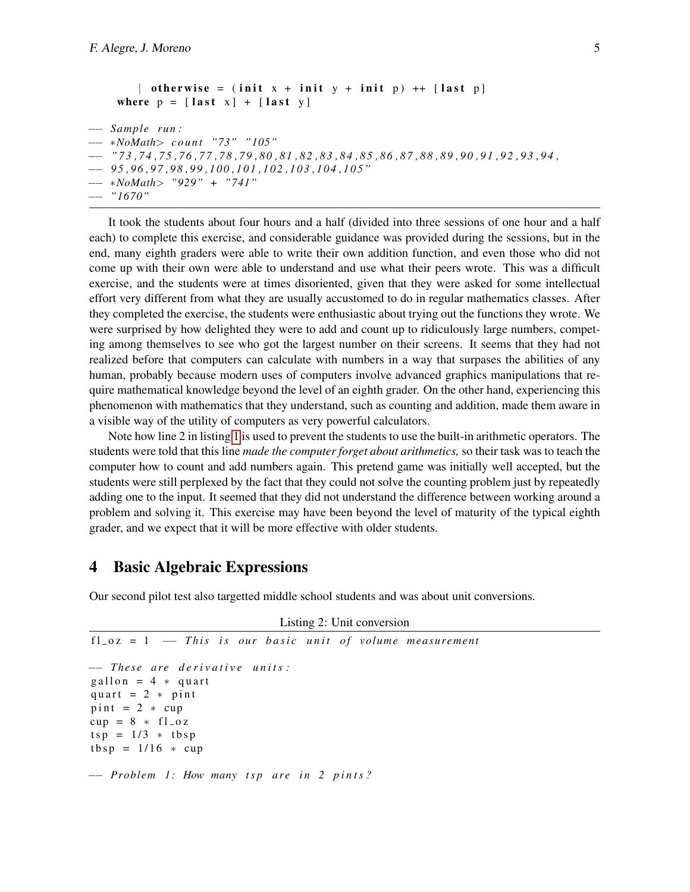```
    | otherwise = (init x + init y + init p) ++ [last p]
  where p = [last x] + [last y]

-- Sample run:
-- *NoMath> count "73" "105"
-- "73,74,75,76,77,78,79,80,81,82,83,84,85,86,87,88,89,90,91,92,93,94,
-- 95,96,97,98,99,100,101,102,103,104,105"
-- *NoMath> "929" + "741"
-- "1670"
```

It took the students about four hours and a half (divided into three sessions of one hour and a half each) to complete this exercise, and considerable guidance was provided during the sessions, but in the end, many eighth graders were able to write their own addition function, and even those who did not come up with their own were able to understand and use what their peers wrote. This was a difficult exercise, and the students were at times disoriented, given that they were asked for some intellectual effort very different from what they are usually accustomed to do in regular mathematics classes. After they completed the exercise, the students were enthusiastic about trying out the functions they wrote. We were surprised by how delighted they were to add and count up to ridiculously large numbers, competing among themselves to see who got the largest number on their screens. It seems that they had not realized before that computers can calculate with numbers in a way that surpases the abilities of any human, probably because modern uses of computers involve advanced graphics manipulations that require mathematical knowledge beyond the level of an eighth grader. On the other hand, experiencing this phenomenon with mathematics that they understand, such as counting and addition, made them aware in a visible way of the utility of computers as very powerful calculators.

Note how line 2 in listing 1 is used to prevent the students to use the built-in arithmetic operators. The students were told that this line *made the computer forget about arithmetics,* so their task was to teach the computer how to count and add numbers again. This pretend game was initially well accepted, but the students were still perplexed by the fact that they could not solve the counting problem just by repeatedly adding one to the input. It seemed that they did not understand the difference between working around a problem and solving it. This exercise may have been beyond the level of maturity of the typical eighth grader, and we expect that it will be more effective with older students.

## 4 Basic Algebraic Expressions

Our second pilot test also targetted middle school students and was about unit conversions.

Listing 2: Unit conversion

```
fl_oz = 1  -- This is our basic unit of volume measurement

-- These are derivative units:
gallon = 4 * quart
quart = 2 * pint
pint = 2 * cup
cup = 8 * fl_oz
tsp = 1/3 * tbsp
tbsp = 1/16 * cup

-- Problem 1: How many tsp are in 2 pints?
```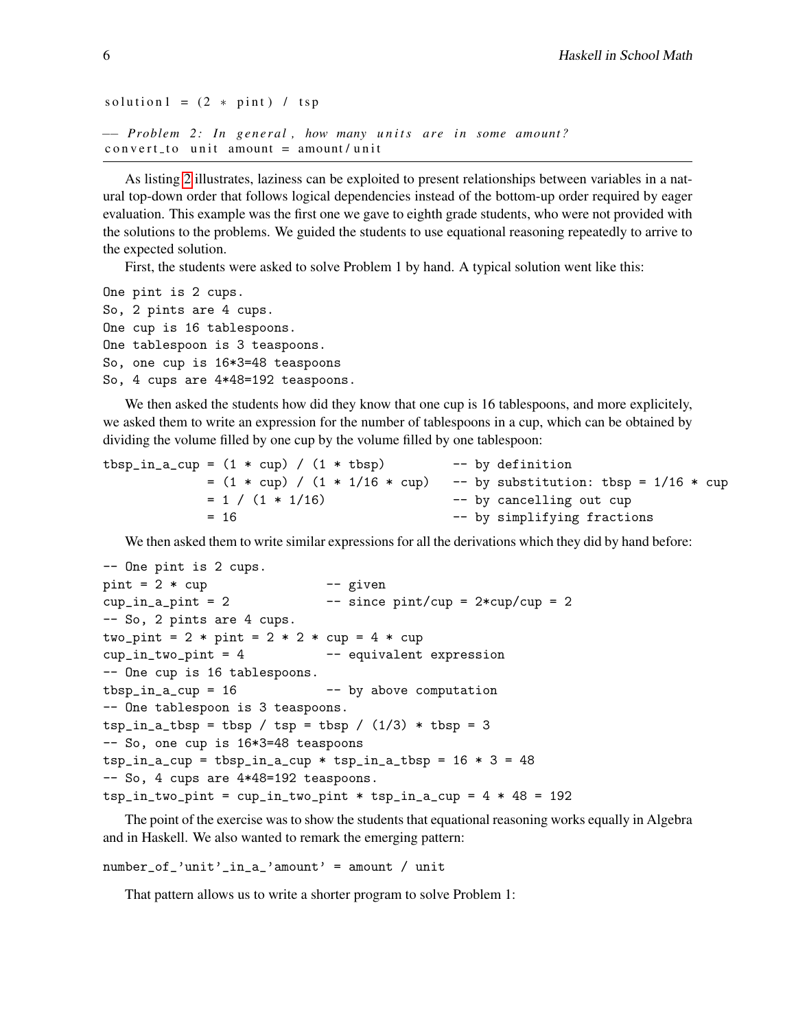```
solution1 = (2 * pint) / tsp

-- Problem 2: In general, how many units are in some amount?
convert_to unit amount = amount/unit
```

As listing 2 illustrates, laziness can be exploited to present relationships between variables in a natural top-down order that follows logical dependencies instead of the bottom-up order required by eager evaluation. This example was the first one we gave to eighth grade students, who were not provided with the solutions to the problems. We guided the students to use equational reasoning repeatedly to arrive to the expected solution.

First, the students were asked to solve Problem 1 by hand. A typical solution went like this:

```
One pint is 2 cups.
So, 2 pints are 4 cups.
One cup is 16 tablespoons.
One tablespoon is 3 teaspoons.
So, one cup is 16*3=48 teaspoons
So, 4 cups are 4*48=192 teaspoons.
```

We then asked the students how did they know that one cup is 16 tablespoons, and more explicitely, we asked them to write an expression for the number of tablespoons in a cup, which can be obtained by dividing the volume filled by one cup by the volume filled by one tablespoon:

```
tbsp_in_a_cup = (1 * cup) / (1 * tbsp)         -- by definition
              = (1 * cup) / (1 * 1/16 * cup)   -- by substitution: tbsp = 1/16 * cup
              = 1 / (1 * 1/16)                 -- by cancelling out cup
              = 16                             -- by simplifying fractions
```

We then asked them to write similar expressions for all the derivations which they did by hand before:

```
-- One pint is 2 cups.
pint = 2 * cup               -- given
cup_in_a_pint = 2            -- since pint/cup = 2*cup/cup = 2
-- So, 2 pints are 4 cups.
two_pint = 2 * pint = 2 * 2 * cup = 4 * cup
cup_in_two_pint = 4          -- equivalent expression
-- One cup is 16 tablespoons.
tbsp_in_a_cup = 16           -- by above computation
-- One tablespoon is 3 teaspoons.
tsp_in_a_tbsp = tbsp / tsp = tbsp / (1/3) * tbsp = 3
-- So, one cup is 16*3=48 teaspoons
tsp_in_a_cup = tbsp_in_a_cup * tsp_in_a_tbsp = 16 * 3 = 48
-- So, 4 cups are 4*48=192 teaspoons.
tsp_in_two_pint = cup_in_two_pint * tsp_in_a_cup = 4 * 48 = 192
```

The point of the exercise was to show the students that equational reasoning works equally in Algebra and in Haskell. We also wanted to remark the emerging pattern:

```
number_of_'unit'_in_a_'amount' = amount / unit
```

That pattern allows us to write a shorter program to solve Problem 1: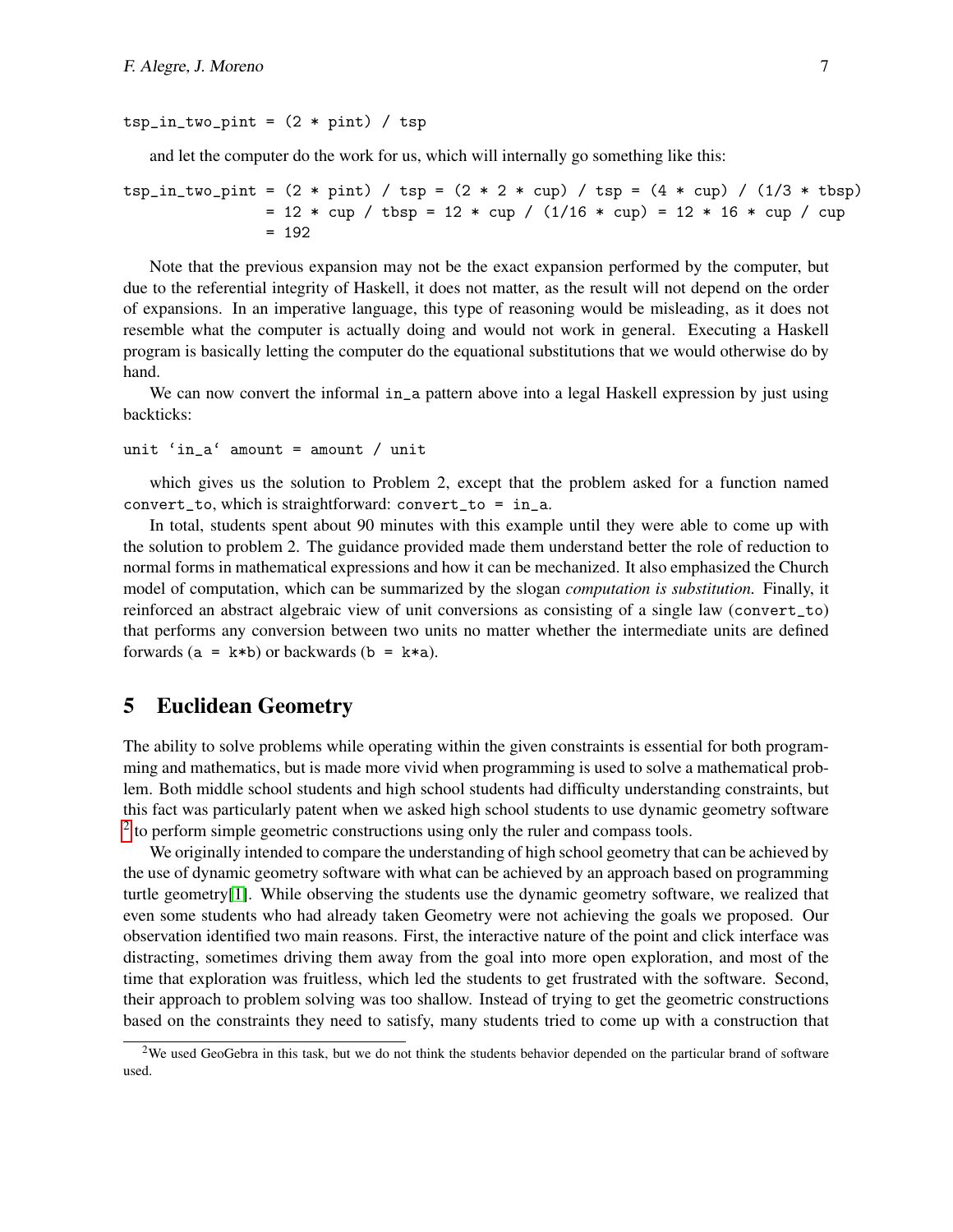```
tsp_in_two_pint = (2 * pint) / tsp
```

and let the computer do the work for us, which will internally go something like this:

```
tsp_in_two_pint = (2 * pint) / tsp = (2 * 2 * cup) / tsp = (4 * cup) / (1/3 * tbsp)
                = 12 * cup / tbsp = 12 * cup / (1/16 * cup) = 12 * 16 * cup / cup
                = 192
```

Note that the previous expansion may not be the exact expansion performed by the computer, but due to the referential integrity of Haskell, it does not matter, as the result will not depend on the order of expansions. In an imperative language, this type of reasoning would be misleading, as it does not resemble what the computer is actually doing and would not work in general. Executing a Haskell program is basically letting the computer do the equational substitutions that we would otherwise do by hand.

We can now convert the informal `in_a` pattern above into a legal Haskell expression by just using backticks:

```
unit `in_a` amount = amount / unit
```

which gives us the solution to Problem 2, except that the problem asked for a function named `convert_to`, which is straightforward: `convert_to = in_a`.

In total, students spent about 90 minutes with this example until they were able to come up with the solution to problem 2. The guidance provided made them understand better the role of reduction to normal forms in mathematical expressions and how it can be mechanized. It also emphasized the Church model of computation, which can be summarized by the slogan *computation is substitution.* Finally, it reinforced an abstract algebraic view of unit conversions as consisting of a single law (`convert_to`) that performs any conversion between two units no matter whether the intermediate units are defined forwards (`a = k*b`) or backwards (`b = k*a`).

## 5 Euclidean Geometry

The ability to solve problems while operating within the given constraints is essential for both programming and mathematics, but is made more vivid when programming is used to solve a mathematical problem. Both middle school students and high school students had difficulty understanding constraints, but this fact was particularly patent when we asked high school students to use dynamic geometry software [2] to perform simple geometric constructions using only the ruler and compass tools.

We originally intended to compare the understanding of high school geometry that can be achieved by the use of dynamic geometry software with what can be achieved by an approach based on programming turtle geometry[1]. While observing the students use the dynamic geometry software, we realized that even some students who had already taken Geometry were not achieving the goals we proposed. Our observation identified two main reasons. First, the interactive nature of the point and click interface was distracting, sometimes driving them away from the goal into more open exploration, and most of the time that exploration was fruitless, which led the students to get frustrated with the software. Second, their approach to problem solving was too shallow. Instead of trying to get the geometric constructions based on the constraints they need to satisfy, many students tried to come up with a construction that

[2] We used GeoGebra in this task, but we do not think the students behavior depended on the particular brand of software used.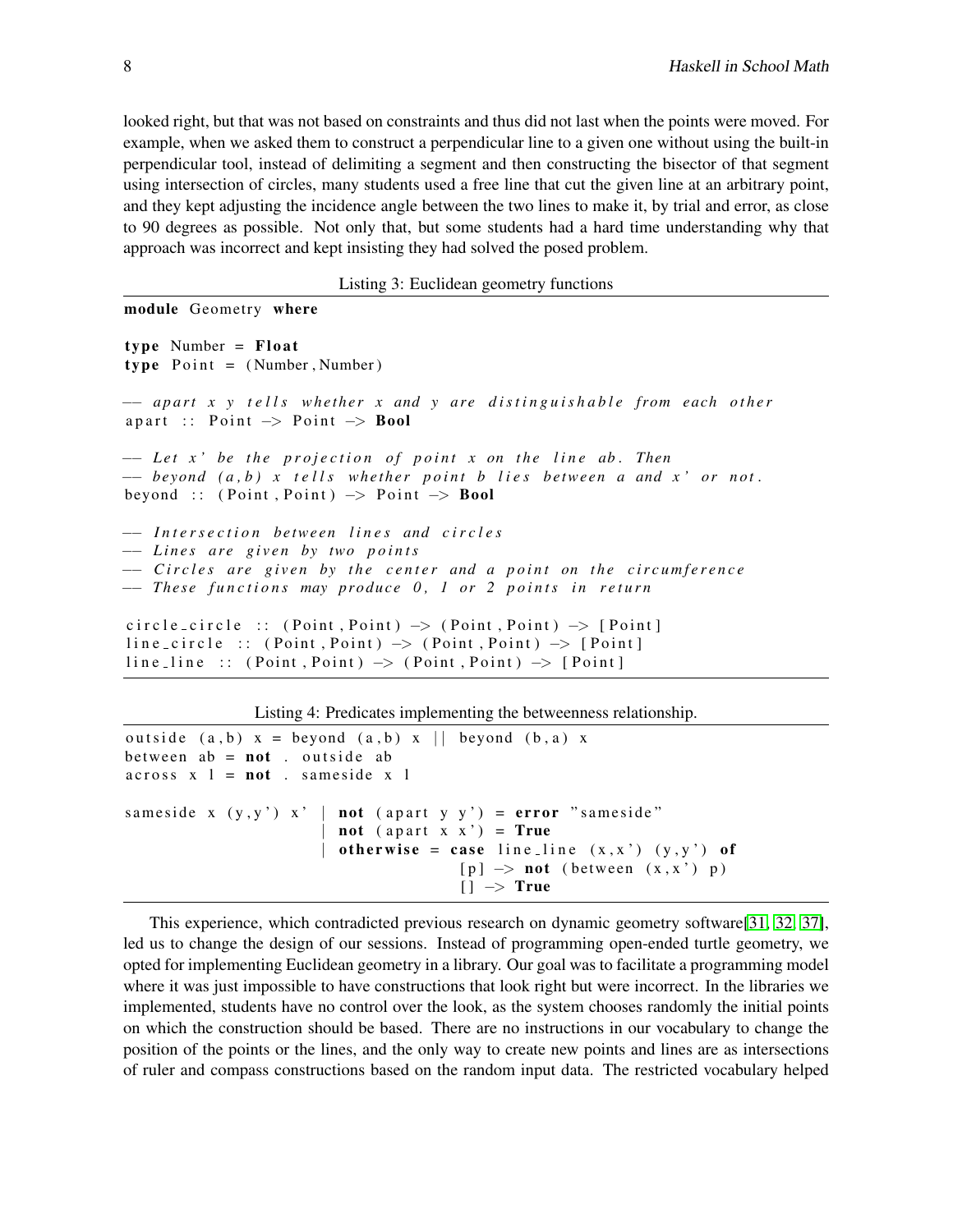looked right, but that was not based on constraints and thus did not last when the points were moved. For example, when we asked them to construct a perpendicular line to a given one without using the built-in perpendicular tool, instead of delimiting a segment and then constructing the bisector of that segment using intersection of circles, many students used a free line that cut the given line at an arbitrary point, and they kept adjusting the incidence angle between the two lines to make it, by trial and error, as close to 90 degrees as possible. Not only that, but some students had a hard time understanding why that approach was incorrect and kept insisting they had solved the posed problem.

Listing 3: Euclidean geometry functions

```haskell
module Geometry where

type Number = Float
type Point = (Number, Number)

-- apart x y tells whether x and y are distinguishable from each other
apart :: Point -> Point -> Bool

-- Let x' be the projection of point x on the line ab. Then
-- beyond (a,b) x tells whether point b lies between a and x' or not.
beyond :: (Point, Point) -> Point -> Bool

-- Intersection between lines and circles
-- Lines are given by two points
-- Circles are given by the center and a point on the circumference
-- These functions may produce 0, 1 or 2 points in return

circle_circle :: (Point, Point) -> (Point, Point) -> [Point]
line_circle :: (Point, Point) -> (Point, Point) -> [Point]
line_line :: (Point, Point) -> (Point, Point) -> [Point]
```

Listing 4: Predicates implementing the betweenness relationship.

```haskell
outside (a,b) x = beyond (a,b) x || beyond (b,a) x
between ab = not . outside ab
across x l = not . sameside x l

sameside x (y,y') x' | not (apart y y') = error "sameside"
                     | not (apart x x') = True
                     | otherwise = case line_line (x,x') (y,y') of
                                     [p] -> not (between (x,x') p)
                                     [] -> True
```

This experience, which contradicted previous research on dynamic geometry software[31, 32, 37], led us to change the design of our sessions. Instead of programming open-ended turtle geometry, we opted for implementing Euclidean geometry in a library. Our goal was to facilitate a programming model where it was just impossible to have constructions that look right but were incorrect. In the libraries we implemented, students have no control over the look, as the system chooses randomly the initial points on which the construction should be based. There are no instructions in our vocabulary to change the position of the points or the lines, and the only way to create new points and lines are as intersections of ruler and compass constructions based on the random input data. The restricted vocabulary helped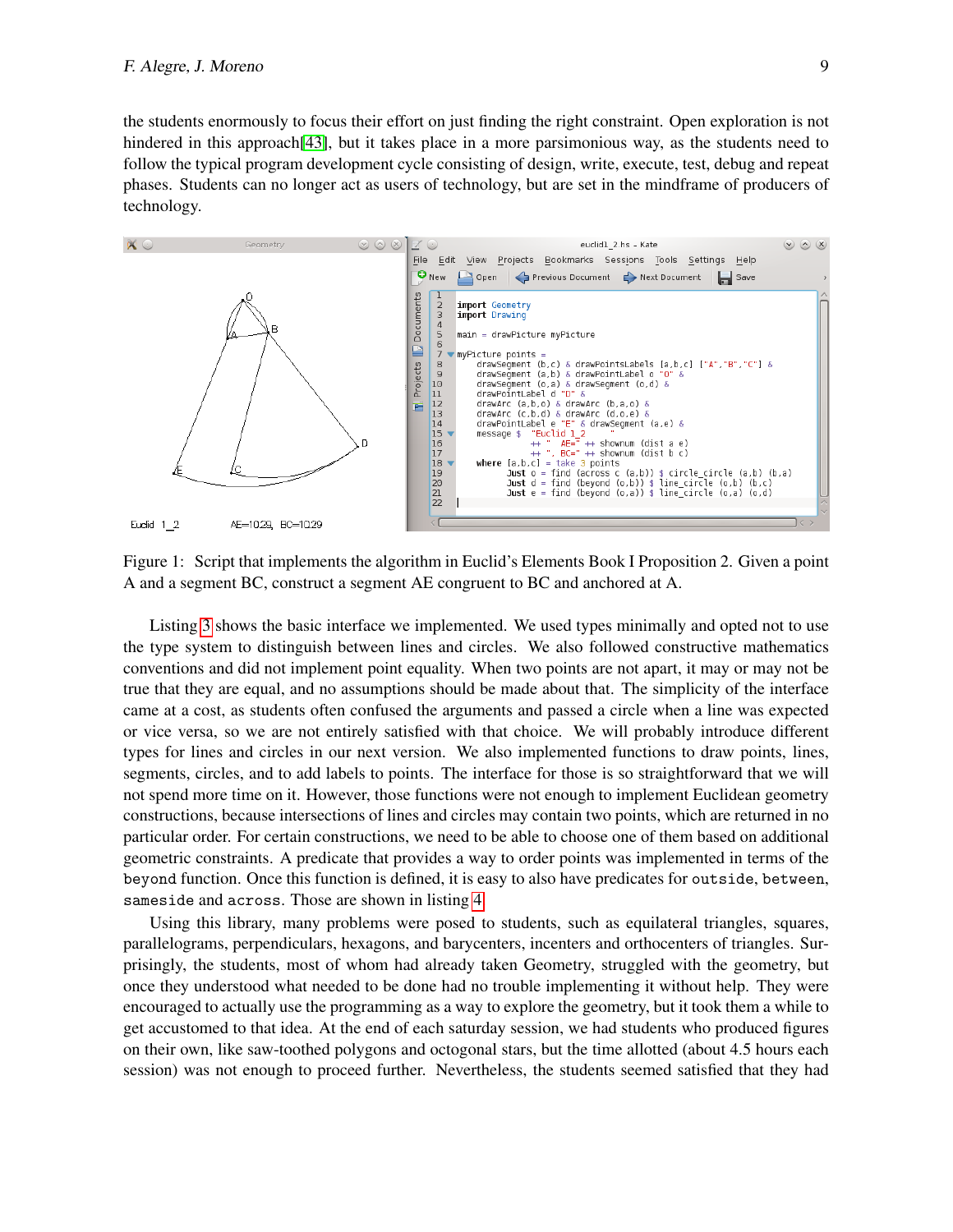the students enormously to focus their effort on just finding the right constraint. Open exploration is not hindered in this approach[43], but it takes place in a more parsimonious way, as the students need to follow the typical program development cycle consisting of design, write, execute, test, debug and repeat phases. Students can no longer act as users of technology, but are set in the mindframe of producers of technology.

```
import Geometry
import Drawing

main = drawPicture myPicture

myPicture points =
    drawSegment (b,c) & drawPointsLabels [a,b,c] ["A","B","C"] &
    drawSegment (a,b) & drawPointLabel o "O" &
    drawSegment (o,a) & drawSegment (o,d) &
    drawPointLabel d "D" &
    drawArc (a,b,o) & drawArc (b,a,o) &
    drawArc (c,b,d) & drawArc (d,o,e) &
    drawPointLabel e "E" & drawSegment (a,e) &
    message $ "Euclid 1_2     "
        ++ "  AE=" ++ shownum (dist a e)
        ++ ", BC=" ++ shownum (dist b c)
    where [a,b,c] = take 3 points
          Just o = find (across c (a,b)) $ circle_circle (a,b) (b,a)
          Just d = find (beyond (o,b)) $ line_circle (o,b) (b,c)
          Just e = find (beyond (o,a)) $ line_circle (o,a) (o,d)
```

Euclid 1_2     AE=10.29, BC=10.29

Figure 1: Script that implements the algorithm in Euclid's Elements Book I Proposition 2. Given a point A and a segment BC, construct a segment AE congruent to BC and anchored at A.

Listing 3 shows the basic interface we implemented. We used types minimally and opted not to use the type system to distinguish between lines and circles. We also followed constructive mathematics conventions and did not implement point equality. When two points are not apart, it may or may not be true that they are equal, and no assumptions should be made about that. The simplicity of the interface came at a cost, as students often confused the arguments and passed a circle when a line was expected or vice versa, so we are not entirely satisfied with that choice. We will probably introduce different types for lines and circles in our next version. We also implemented functions to draw points, lines, segments, circles, and to add labels to points. The interface for those is so straightforward that we will not spend more time on it. However, those functions were not enough to implement Euclidean geometry constructions, because intersections of lines and circles may contain two points, which are returned in no particular order. For certain constructions, we need to be able to choose one of them based on additional geometric constraints. A predicate that provides a way to order points was implemented in terms of the `beyond` function. Once this function is defined, it is easy to also have predicates for `outside`, `between`, `sameside` and `across`. Those are shown in listing 4.

Using this library, many problems were posed to students, such as equilateral triangles, squares, parallelograms, perpendiculars, hexagons, and barycenters, incenters and orthocenters of triangles. Surprisingly, the students, most of whom had already taken Geometry, struggled with the geometry, but once they understood what needed to be done had no trouble implementing it without help. They were encouraged to actually use the programming as a way to explore the geometry, but it took them a while to get accustomed to that idea. At the end of each saturday session, we had students who produced figures on their own, like saw-toothed polygons and octogonal stars, but the time allotted (about 4.5 hours each session) was not enough to proceed further. Nevertheless, the students seemed satisfied that they had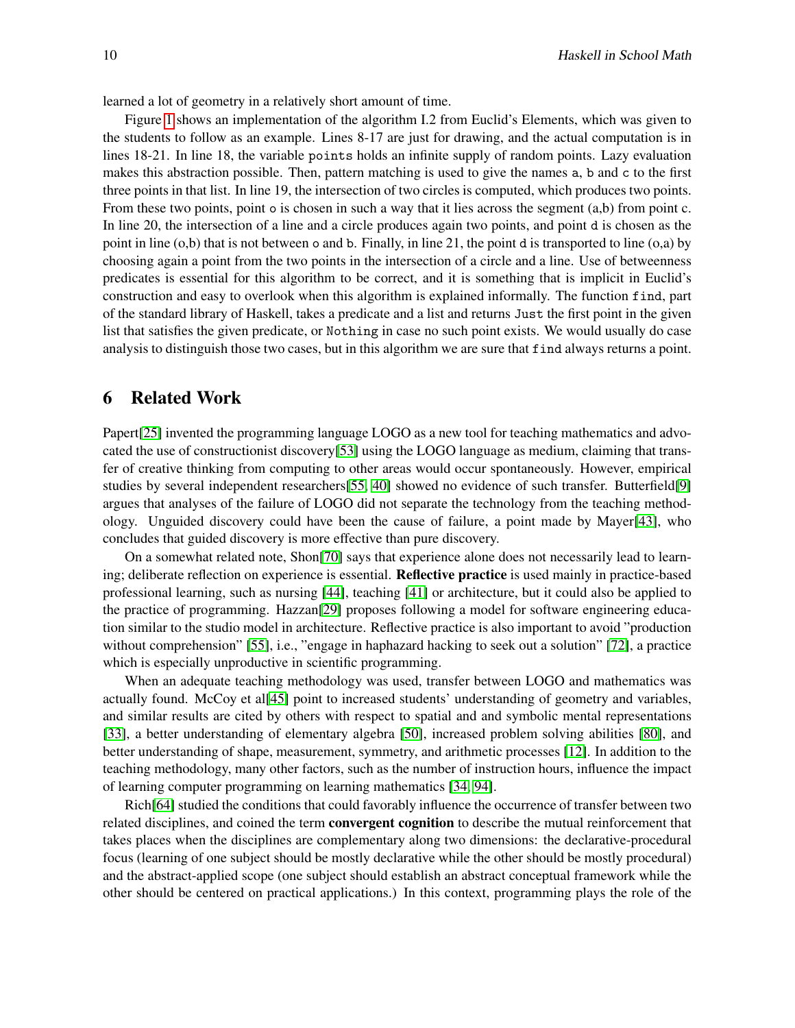learned a lot of geometry in a relatively short amount of time.

Figure 1 shows an implementation of the algorithm I.2 from Euclid's Elements, which was given to the students to follow as an example. Lines 8-17 are just for drawing, and the actual computation is in lines 18-21. In line 18, the variable `points` holds an infinite supply of random points. Lazy evaluation makes this abstraction possible. Then, pattern matching is used to give the names `a`, `b` and `c` to the first three points in that list. In line 19, the intersection of two circles is computed, which produces two points. From these two points, point `o` is chosen in such a way that it lies across the segment (a,b) from point c. In line 20, the intersection of a line and a circle produces again two points, and point `d` is chosen as the point in line (o,b) that is not between `o` and `b`. Finally, in line 21, the point `d` is transported to line (o,a) by choosing again a point from the two points in the intersection of a circle and a line. Use of betweenness predicates is essential for this algorithm to be correct, and it is something that is implicit in Euclid's construction and easy to overlook when this algorithm is explained informally. The function `find`, part of the standard library of Haskell, takes a predicate and a list and returns `Just` the first point in the given list that satisfies the given predicate, or `Nothing` in case no such point exists. We would usually do case analysis to distinguish those two cases, but in this algorithm we are sure that `find` always returns a point.

## 6 Related Work

Papert[25] invented the programming language LOGO as a new tool for teaching mathematics and advocated the use of constructionist discovery[53] using the LOGO language as medium, claiming that transfer of creative thinking from computing to other areas would occur spontaneously. However, empirical studies by several independent researchers[55, 40] showed no evidence of such transfer. Butterfield[9] argues that analyses of the failure of LOGO did not separate the technology from the teaching methodology. Unguided discovery could have been the cause of failure, a point made by Mayer[43], who concludes that guided discovery is more effective than pure discovery.

On a somewhat related note, Shon[70] says that experience alone does not necessarily lead to learning; deliberate reflection on experience is essential. **Reflective practice** is used mainly in practice-based professional learning, such as nursing [44], teaching [41] or architecture, but it could also be applied to the practice of programming. Hazzan[29] proposes following a model for software engineering education similar to the studio model in architecture. Reflective practice is also important to avoid "production without comprehension" [55], i.e., "engage in haphazard hacking to seek out a solution" [72], a practice which is especially unproductive in scientific programming.

When an adequate teaching methodology was used, transfer between LOGO and mathematics was actually found. McCoy et al[45] point to increased students' understanding of geometry and variables, and similar results are cited by others with respect to spatial and symbolic mental representations [33], a better understanding of elementary algebra [50], increased problem solving abilities [80], and better understanding of shape, measurement, symmetry, and arithmetic processes [12]. In addition to the teaching methodology, many other factors, such as the number of instruction hours, influence the impact of learning computer programming on learning mathematics [34, 94].

Rich[64] studied the conditions that could favorably influence the occurrence of transfer between two related disciplines, and coined the term **convergent cognition** to describe the mutual reinforcement that takes places when the disciplines are complementary along two dimensions: the declarative-procedural focus (learning of one subject should be mostly declarative while the other should be mostly procedural) and the abstract-applied scope (one subject should establish an abstract conceptual framework while the other should be centered on practical applications.) In this context, programming plays the role of the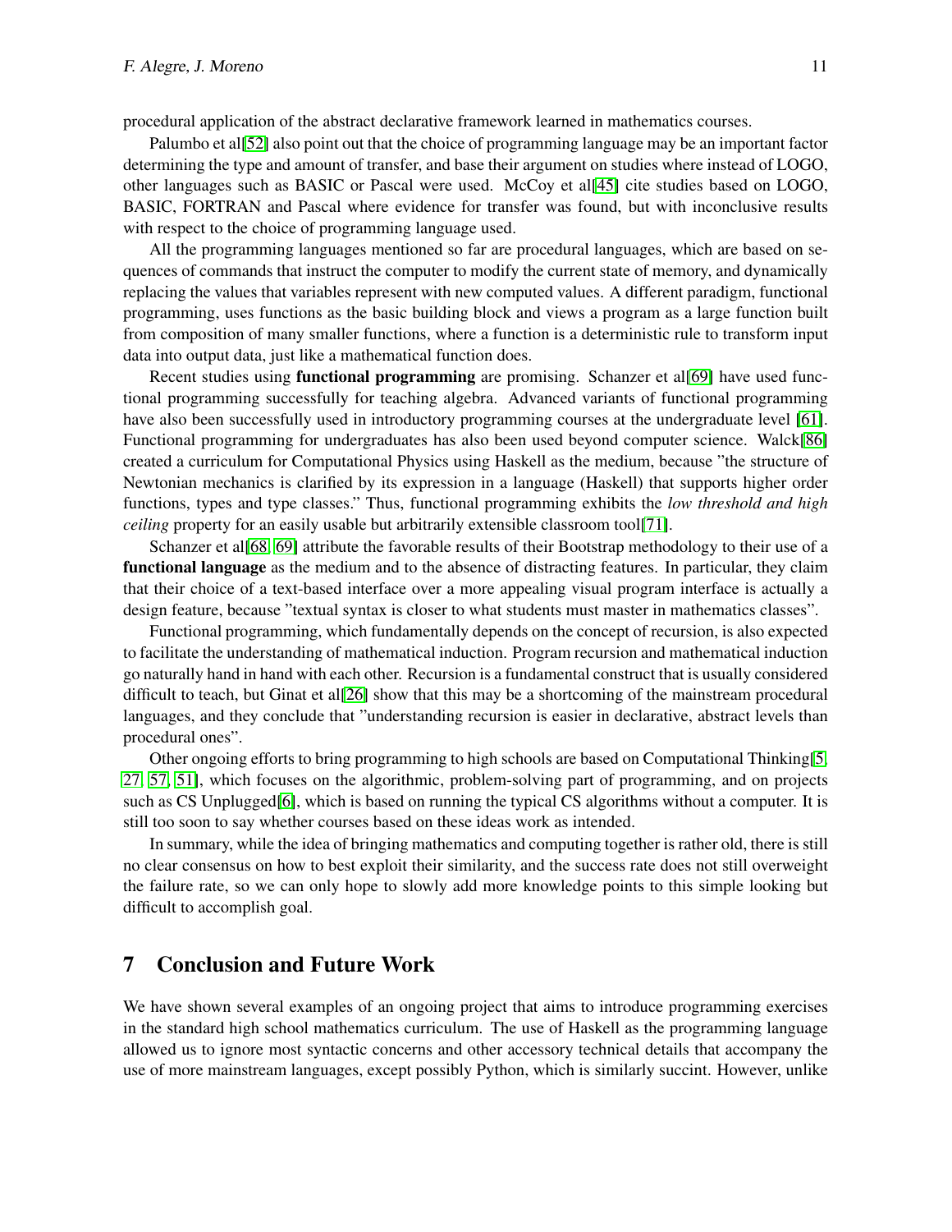procedural application of the abstract declarative framework learned in mathematics courses.

Palumbo et al[52] also point out that the choice of programming language may be an important factor determining the type and amount of transfer, and base their argument on studies where instead of LOGO, other languages such as BASIC or Pascal were used. McCoy et al[45] cite studies based on LOGO, BASIC, FORTRAN and Pascal where evidence for transfer was found, but with inconclusive results with respect to the choice of programming language used.

All the programming languages mentioned so far are procedural languages, which are based on sequences of commands that instruct the computer to modify the current state of memory, and dynamically replacing the values that variables represent with new computed values. A different paradigm, functional programming, uses functions as the basic building block and views a program as a large function built from composition of many smaller functions, where a function is a deterministic rule to transform input data into output data, just like a mathematical function does.

Recent studies using **functional programming** are promising. Schanzer et al[69] have used functional programming successfully for teaching algebra. Advanced variants of functional programming have also been successfully used in introductory programming courses at the undergraduate level [61]. Functional programming for undergraduates has also been used beyond computer science. Walck[86] created a curriculum for Computational Physics using Haskell as the medium, because "the structure of Newtonian mechanics is clarified by its expression in a language (Haskell) that supports higher order functions, types and type classes." Thus, functional programming exhibits the *low threshold and high ceiling* property for an easily usable but arbitrarily extensible classroom tool[71].

Schanzer et al[68, 69] attribute the favorable results of their Bootstrap methodology to their use of a **functional language** as the medium and to the absence of distracting features. In particular, they claim that their choice of a text-based interface over a more appealing visual program interface is actually a design feature, because "textual syntax is closer to what students must master in mathematics classes".

Functional programming, which fundamentally depends on the concept of recursion, is also expected to facilitate the understanding of mathematical induction. Program recursion and mathematical induction go naturally hand in hand with each other. Recursion is a fundamental construct that is usually considered difficult to teach, but Ginat et al[26] show that this may be a shortcoming of the mainstream procedural languages, and they conclude that "understanding recursion is easier in declarative, abstract levels than procedural ones".

Other ongoing efforts to bring programming to high schools are based on Computational Thinking[5, 27, 57, 51], which focuses on the algorithmic, problem-solving part of programming, and on projects such as CS Unplugged[6], which is based on running the typical CS algorithms without a computer. It is still too soon to say whether courses based on these ideas work as intended.

In summary, while the idea of bringing mathematics and computing together is rather old, there is still no clear consensus on how to best exploit their similarity, and the success rate does not still overweight the failure rate, so we can only hope to slowly add more knowledge points to this simple looking but difficult to accomplish goal.

## 7 Conclusion and Future Work

We have shown several examples of an ongoing project that aims to introduce programming exercises in the standard high school mathematics curriculum. The use of Haskell as the programming language allowed us to ignore most syntactic concerns and other accessory technical details that accompany the use of more mainstream languages, except possibly Python, which is similarly succint. However, unlike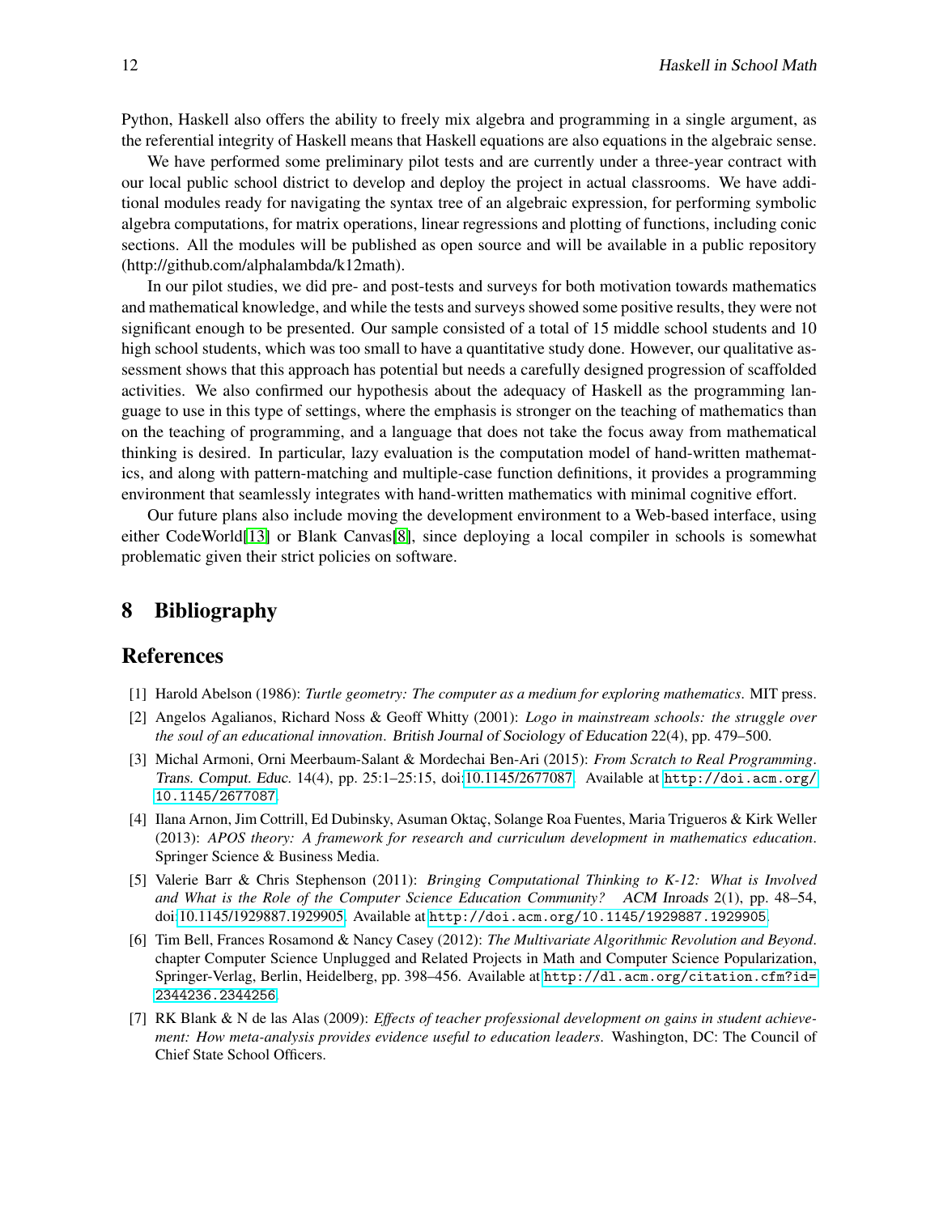Python, Haskell also offers the ability to freely mix algebra and programming in a single argument, as the referential integrity of Haskell means that Haskell equations are also equations in the algebraic sense.

We have performed some preliminary pilot tests and are currently under a three-year contract with our local public school district to develop and deploy the project in actual classrooms. We have additional modules ready for navigating the syntax tree of an algebraic expression, for performing symbolic algebra computations, for matrix operations, linear regressions and plotting of functions, including conic sections. All the modules will be published as open source and will be available in a public repository (http://github.com/alphalambda/k12math).

In our pilot studies, we did pre- and post-tests and surveys for both motivation towards mathematics and mathematical knowledge, and while the tests and surveys showed some positive results, they were not significant enough to be presented. Our sample consisted of a total of 15 middle school students and 10 high school students, which was too small to have a quantitative study done. However, our qualitative assessment shows that this approach has potential but needs a carefully designed progression of scaffolded activities. We also confirmed our hypothesis about the adequacy of Haskell as the programming language to use in this type of settings, where the emphasis is stronger on the teaching of mathematics than on the teaching of programming, and a language that does not take the focus away from mathematical thinking is desired. In particular, lazy evaluation is the computation model of hand-written mathematics, and along with pattern-matching and multiple-case function definitions, it provides a programming environment that seamlessly integrates with hand-written mathematics with minimal cognitive effort.

Our future plans also include moving the development environment to a Web-based interface, using either CodeWorld[13] or Blank Canvas[8], since deploying a local compiler in schools is somewhat problematic given their strict policies on software.

## 8 Bibliography

## References

[1] Harold Abelson (1986): *Turtle geometry: The computer as a medium for exploring mathematics*. MIT press.

[2] Angelos Agalianos, Richard Noss & Geoff Whitty (2001): *Logo in mainstream schools: the struggle over the soul of an educational innovation*. British Journal of Sociology of Education 22(4), pp. 479–500.

[3] Michal Armoni, Orni Meerbaum-Salant & Mordechai Ben-Ari (2015): *From Scratch to Real Programming*. Trans. Comput. Educ. 14(4), pp. 25:1–25:15, doi:10.1145/2677087. Available at http://doi.acm.org/10.1145/2677087.

[4] Ilana Arnon, Jim Cottrill, Ed Dubinsky, Asuman Oktaç, Solange Roa Fuentes, Maria Trigueros & Kirk Weller (2013): *APOS theory: A framework for research and curriculum development in mathematics education*. Springer Science & Business Media.

[5] Valerie Barr & Chris Stephenson (2011): *Bringing Computational Thinking to K-12: What is Involved and What is the Role of the Computer Science Education Community?* ACM Inroads 2(1), pp. 48–54, doi:10.1145/1929887.1929905. Available at http://doi.acm.org/10.1145/1929887.1929905.

[6] Tim Bell, Frances Rosamond & Nancy Casey (2012): *The Multivariate Algorithmic Revolution and Beyond*. chapter Computer Science Unplugged and Related Projects in Math and Computer Science Popularization, Springer-Verlag, Berlin, Heidelberg, pp. 398–456. Available at http://dl.acm.org/citation.cfm?id=2344236.2344256.

[7] RK Blank & N de las Alas (2009): *Effects of teacher professional development on gains in student achievement: How meta-analysis provides evidence useful to education leaders*. Washington, DC: The Council of Chief State School Officers.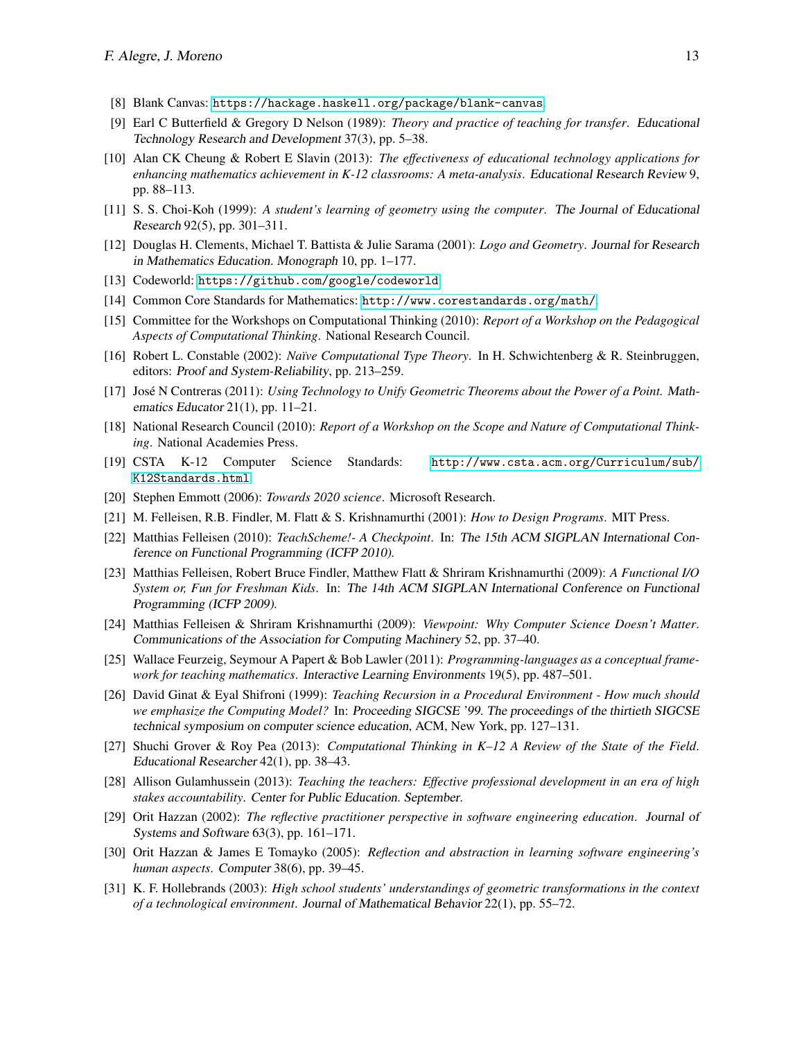[8] Blank Canvas: https://hackage.haskell.org/package/blank-canvas.

[9] Earl C Butterfield & Gregory D Nelson (1989): *Theory and practice of teaching for transfer*. Educational Technology Research and Development 37(3), pp. 5–38.

[10] Alan CK Cheung & Robert E Slavin (2013): *The effectiveness of educational technology applications for enhancing mathematics achievement in K-12 classrooms: A meta-analysis*. Educational Research Review 9, pp. 88–113.

[11] S. S. Choi-Koh (1999): *A student's learning of geometry using the computer*. The Journal of Educational Research 92(5), pp. 301–311.

[12] Douglas H. Clements, Michael T. Battista & Julie Sarama (2001): *Logo and Geometry*. Journal for Research in Mathematics Education. Monograph 10, pp. 1–177.

[13] Codeworld: https://github.com/google/codeworld

[14] Common Core Standards for Mathematics: http://www.corestandards.org/math/.

[15] Committee for the Workshops on Computational Thinking (2010): *Report of a Workshop on the Pedagogical Aspects of Computational Thinking*. National Research Council.

[16] Robert L. Constable (2002): *Naïve Computational Type Theory*. In H. Schwichtenberg & R. Steinbruggen, editors: Proof and System-Reliability, pp. 213–259.

[17] José N Contreras (2011): *Using Technology to Unify Geometric Theorems about the Power of a Point*. Mathematics Educator 21(1), pp. 11–21.

[18] National Research Council (2010): *Report of a Workshop on the Scope and Nature of Computational Thinking*. National Academies Press.

[19] CSTA K-12 Computer Science Standards: http://www.csta.acm.org/Curriculum/sub/K12Standards.html

[20] Stephen Emmott (2006): *Towards 2020 science*. Microsoft Research.

[21] M. Felleisen, R.B. Findler, M. Flatt & S. Krishnamurthi (2001): *How to Design Programs*. MIT Press.

[22] Matthias Felleisen (2010): *TeachScheme!- A Checkpoint*. In: The 15th ACM SIGPLAN International Conference on Functional Programming (ICFP 2010).

[23] Matthias Felleisen, Robert Bruce Findler, Matthew Flatt & Shriram Krishnamurthi (2009): *A Functional I/O System or, Fun for Freshman Kids*. In: The 14th ACM SIGPLAN International Conference on Functional Programming (ICFP 2009).

[24] Matthias Felleisen & Shriram Krishnamurthi (2009): *Viewpoint: Why Computer Science Doesn't Matter*. Communications of the Association for Computing Machinery 52, pp. 37–40.

[25] Wallace Feurzeig, Seymour A Papert & Bob Lawler (2011): *Programming-languages as a conceptual framework for teaching mathematics*. Interactive Learning Environments 19(5), pp. 487–501.

[26] David Ginat & Eyal Shifroni (1999): *Teaching Recursion in a Procedural Environment - How much should we emphasize the Computing Model?* In: Proceeding SIGCSE '99. The proceedings of the thirtieth SIGCSE technical symposium on computer science education, ACM, New York, pp. 127–131.

[27] Shuchi Grover & Roy Pea (2013): *Computational Thinking in K–12 A Review of the State of the Field*. Educational Researcher 42(1), pp. 38–43.

[28] Allison Gulamhussein (2013): *Teaching the teachers: Effective professional development in an era of high stakes accountability*. Center for Public Education. September.

[29] Orit Hazzan (2002): *The reflective practitioner perspective in software engineering education*. Journal of Systems and Software 63(3), pp. 161–171.

[30] Orit Hazzan & James E Tomayko (2005): *Reflection and abstraction in learning software engineering's human aspects*. Computer 38(6), pp. 39–45.

[31] K. F. Hollebrands (2003): *High school students' understandings of geometric transformations in the context of a technological environment*. Journal of Mathematical Behavior 22(1), pp. 55–72.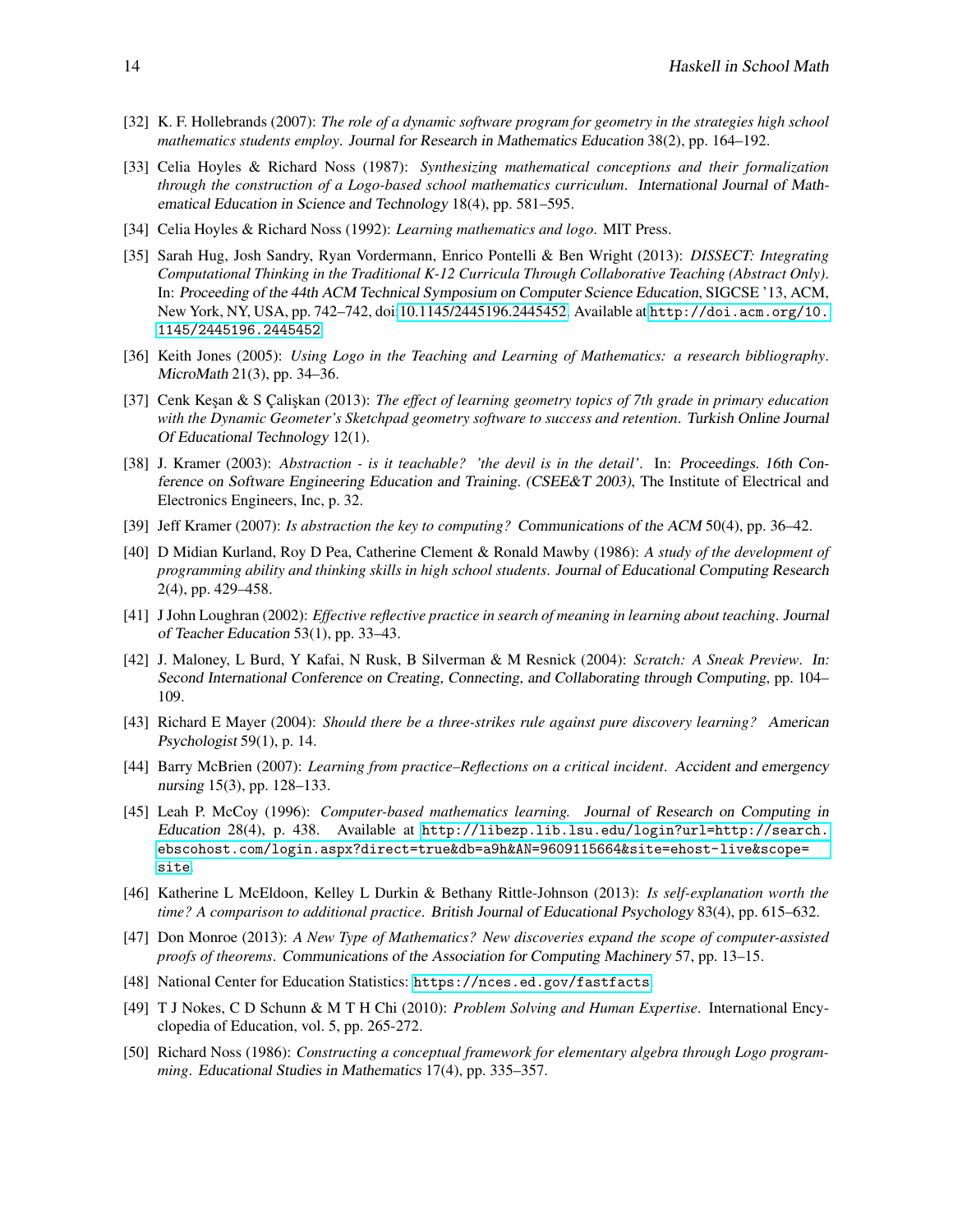[32] K. F. Hollebrands (2007): *The role of a dynamic software program for geometry in the strategies high school mathematics students employ*. Journal for Research in Mathematics Education 38(2), pp. 164–192.

[33] Celia Hoyles & Richard Noss (1987): *Synthesizing mathematical conceptions and their formalization through the construction of a Logo-based school mathematics curriculum*. International Journal of Mathematical Education in Science and Technology 18(4), pp. 581–595.

[34] Celia Hoyles & Richard Noss (1992): *Learning mathematics and logo*. MIT Press.

[35] Sarah Hug, Josh Sandry, Ryan Vordermann, Enrico Pontelli & Ben Wright (2013): *DISSECT: Integrating Computational Thinking in the Traditional K-12 Curricula Through Collaborative Teaching (Abstract Only)*. In: Proceeding of the 44th ACM Technical Symposium on Computer Science Education, SIGCSE '13, ACM, New York, NY, USA, pp. 742–742, doi:10.1145/2445196.2445452. Available at `http://doi.acm.org/10.1145/2445196.2445452`.

[36] Keith Jones (2005): *Using Logo in the Teaching and Learning of Mathematics: a research bibliography*. MicroMath 21(3), pp. 34–36.

[37] Cenk Keşan & S Çalişkan (2013): *The effect of learning geometry topics of 7th grade in primary education with the Dynamic Geometer's Sketchpad geometry software to success and retention*. Turkish Online Journal Of Educational Technology 12(1).

[38] J. Kramer (2003): *Abstraction - is it teachable? 'the devil is in the detail'*. In: Proceedings. 16th Conference on Software Engineering Education and Training. (CSEE&T 2003), The Institute of Electrical and Electronics Engineers, Inc, p. 32.

[39] Jeff Kramer (2007): *Is abstraction the key to computing?* Communications of the ACM 50(4), pp. 36–42.

[40] D Midian Kurland, Roy D Pea, Catherine Clement & Ronald Mawby (1986): *A study of the development of programming ability and thinking skills in high school students*. Journal of Educational Computing Research 2(4), pp. 429–458.

[41] J John Loughran (2002): *Effective reflective practice in search of meaning in learning about teaching*. Journal of Teacher Education 53(1), pp. 33–43.

[42] J. Maloney, L Burd, Y Kafai, N Rusk, B Silverman & M Resnick (2004): *Scratch: A Sneak Preview*. In: Second International Conference on Creating, Connecting, and Collaborating through Computing, pp. 104–109.

[43] Richard E Mayer (2004): *Should there be a three-strikes rule against pure discovery learning?* American Psychologist 59(1), p. 14.

[44] Barry McBrien (2007): *Learning from practice–Reflections on a critical incident*. Accident and emergency nursing 15(3), pp. 128–133.

[45] Leah P. McCoy (1996): *Computer-based mathematics learning*. Journal of Research on Computing in Education 28(4), p. 438. Available at `http://libezp.lib.lsu.edu/login?url=http://search.ebscohost.com/login.aspx?direct=true&db=a9h&AN=9609115664&site=ehost-live&scope=site`.

[46] Katherine L McEldoon, Kelley L Durkin & Bethany Rittle-Johnson (2013): *Is self-explanation worth the time? A comparison to additional practice*. British Journal of Educational Psychology 83(4), pp. 615–632.

[47] Don Monroe (2013): *A New Type of Mathematics? New discoveries expand the scope of computer-assisted proofs of theorems*. Communications of the Association for Computing Machinery 57, pp. 13–15.

[48] National Center for Education Statistics: `https://nces.ed.gov/fastfacts`.

[49] T J Nokes, C D Schunn & M T H Chi (2010): *Problem Solving and Human Expertise*. International Encyclopedia of Education, vol. 5, pp. 265-272.

[50] Richard Noss (1986): *Constructing a conceptual framework for elementary algebra through Logo programming*. Educational Studies in Mathematics 17(4), pp. 335–357.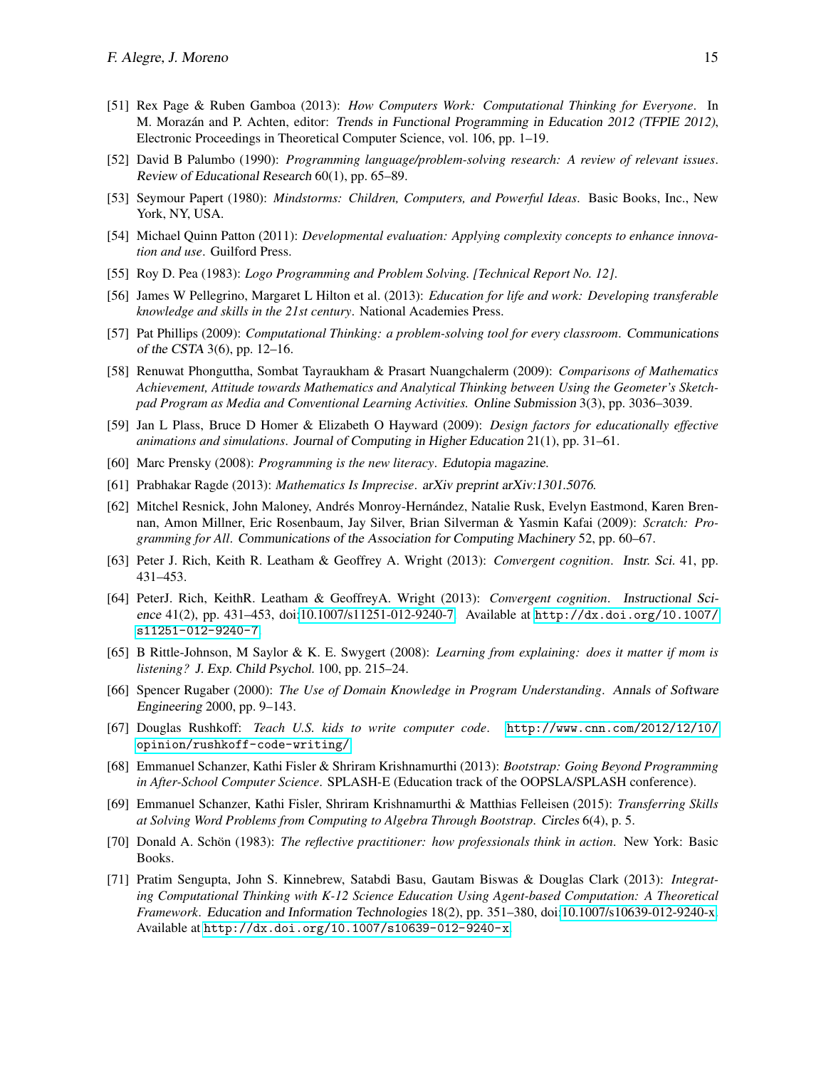[51] Rex Page & Ruben Gamboa (2013): *How Computers Work: Computational Thinking for Everyone*. In M. Morazán and P. Achten, editor: Trends in Functional Programming in Education 2012 (TFPIE 2012), Electronic Proceedings in Theoretical Computer Science, vol. 106, pp. 1–19.

[52] David B Palumbo (1990): *Programming language/problem-solving research: A review of relevant issues*. Review of Educational Research 60(1), pp. 65–89.

[53] Seymour Papert (1980): *Mindstorms: Children, Computers, and Powerful Ideas*. Basic Books, Inc., New York, NY, USA.

[54] Michael Quinn Patton (2011): *Developmental evaluation: Applying complexity concepts to enhance innovation and use*. Guilford Press.

[55] Roy D. Pea (1983): *Logo Programming and Problem Solving. [Technical Report No. 12]*.

[56] James W Pellegrino, Margaret L Hilton et al. (2013): *Education for life and work: Developing transferable knowledge and skills in the 21st century*. National Academies Press.

[57] Pat Phillips (2009): *Computational Thinking: a problem-solving tool for every classroom*. Communications of the CSTA 3(6), pp. 12–16.

[58] Renuwat Phonguttha, Sombat Tayraukham & Prasart Nuangchalerm (2009): *Comparisons of Mathematics Achievement, Attitude towards Mathematics and Analytical Thinking between Using the Geometer's Sketchpad Program as Media and Conventional Learning Activities.* Online Submission 3(3), pp. 3036–3039.

[59] Jan L Plass, Bruce D Homer & Elizabeth O Hayward (2009): *Design factors for educationally effective animations and simulations*. Journal of Computing in Higher Education 21(1), pp. 31–61.

[60] Marc Prensky (2008): *Programming is the new literacy*. Edutopia magazine.

[61] Prabhakar Ragde (2013): *Mathematics Is Imprecise*. arXiv preprint arXiv:1301.5076.

[62] Mitchel Resnick, John Maloney, Andrés Monroy-Hernández, Natalie Rusk, Evelyn Eastmond, Karen Brennan, Amon Millner, Eric Rosenbaum, Jay Silver, Brian Silverman & Yasmin Kafai (2009): *Scratch: Programming for All*. Communications of the Association for Computing Machinery 52, pp. 60–67.

[63] Peter J. Rich, Keith R. Leatham & Geoffrey A. Wright (2013): *Convergent cognition*. Instr. Sci. 41, pp. 431–453.

[64] PeterJ. Rich, KeithR. Leatham & GeoffreyA. Wright (2013): *Convergent cognition*. Instructional Science 41(2), pp. 431–453, doi:10.1007/s11251-012-9240-7. Available at http://dx.doi.org/10.1007/s11251-012-9240-7.

[65] B Rittle-Johnson, M Saylor & K. E. Swygert (2008): *Learning from explaining: does it matter if mom is listening?* J. Exp. Child Psychol. 100, pp. 215–24.

[66] Spencer Rugaber (2000): *The Use of Domain Knowledge in Program Understanding*. Annals of Software Engineering 2000, pp. 9–143.

[67] Douglas Rushkoff: *Teach U.S. kids to write computer code*. http://www.cnn.com/2012/12/10/opinion/rushkoff-code-writing/.

[68] Emmanuel Schanzer, Kathi Fisler & Shriram Krishnamurthi (2013): *Bootstrap: Going Beyond Programming in After-School Computer Science*. SPLASH-E (Education track of the OOPSLA/SPLASH conference).

[69] Emmanuel Schanzer, Kathi Fisler, Shriram Krishnamurthi & Matthias Felleisen (2015): *Transferring Skills at Solving Word Problems from Computing to Algebra Through Bootstrap*. Circles 6(4), p. 5.

[70] Donald A. Schön (1983): *The reflective practitioner: how professionals think in action*. New York: Basic Books.

[71] Pratim Sengupta, John S. Kinnebrew, Satabdi Basu, Gautam Biswas & Douglas Clark (2013): *Integrating Computational Thinking with K-12 Science Education Using Agent-based Computation: A Theoretical Framework*. Education and Information Technologies 18(2), pp. 351–380, doi:10.1007/s10639-012-9240-x. Available at http://dx.doi.org/10.1007/s10639-012-9240-x.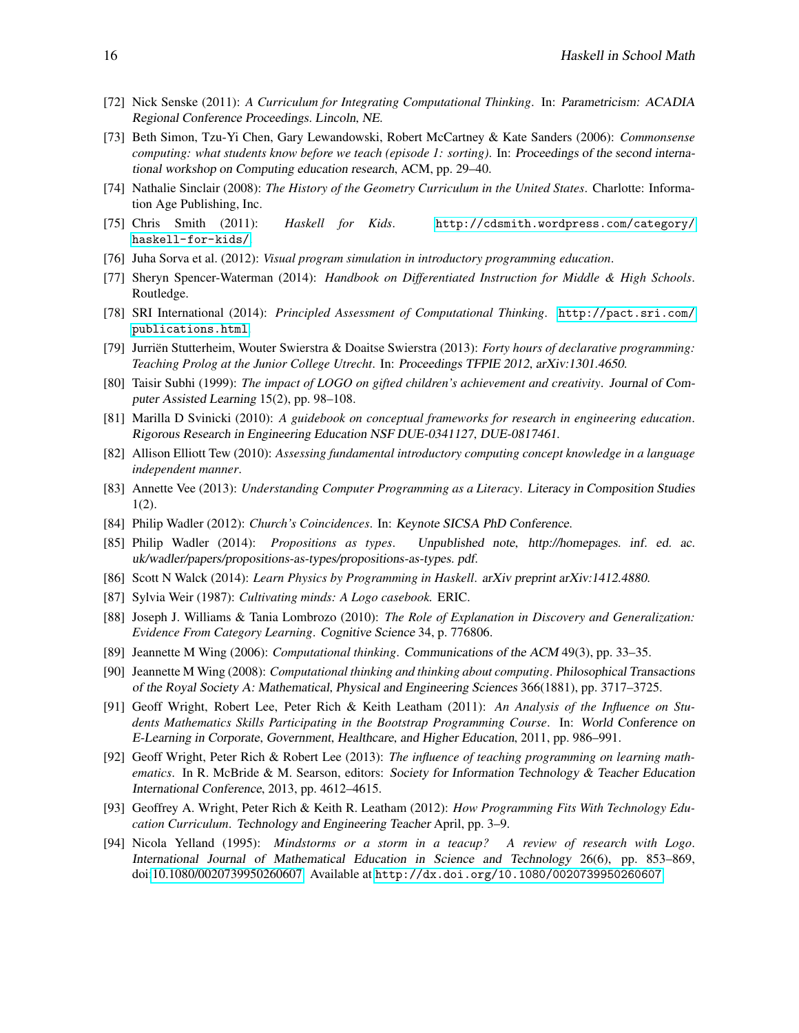[72] Nick Senske (2011): *A Curriculum for Integrating Computational Thinking*. In: *Parametricism: ACADIA Regional Conference Proceedings. Lincoln, NE*.

[73] Beth Simon, Tzu-Yi Chen, Gary Lewandowski, Robert McCartney & Kate Sanders (2006): *Commonsense computing: what students know before we teach (episode 1: sorting)*. In: *Proceedings of the second international workshop on Computing education research*, ACM, pp. 29–40.

[74] Nathalie Sinclair (2008): *The History of the Geometry Curriculum in the United States*. Charlotte: Information Age Publishing, Inc.

[75] Chris Smith (2011): *Haskell for Kids*. http://cdsmith.wordpress.com/category/haskell-for-kids/

[76] Juha Sorva et al. (2012): *Visual program simulation in introductory programming education*.

[77] Sheryn Spencer-Waterman (2014): *Handbook on Differentiated Instruction for Middle & High Schools*. Routledge.

[78] SRI International (2014): *Principled Assessment of Computational Thinking*. http://pact.sri.com/publications.html

[79] Jurriën Stutterheim, Wouter Swierstra & Doaitse Swierstra (2013): *Forty hours of declarative programming: Teaching Prolog at the Junior College Utrecht*. In: *Proceedings TFPIE 2012, arXiv:1301.4650*.

[80] Taisir Subhi (1999): *The impact of LOGO on gifted children's achievement and creativity*. *Journal of Computer Assisted Learning* 15(2), pp. 98–108.

[81] Marilla D Svinicki (2010): *A guidebook on conceptual frameworks for research in engineering education*. *Rigorous Research in Engineering Education NSF DUE-0341127, DUE-0817461*.

[82] Allison Elliott Tew (2010): *Assessing fundamental introductory computing concept knowledge in a language independent manner*.

[83] Annette Vee (2013): *Understanding Computer Programming as a Literacy*. *Literacy in Composition Studies* 1(2).

[84] Philip Wadler (2012): *Church's Coincidences*. In: *Keynote SICSA PhD Conference*.

[85] Philip Wadler (2014): *Propositions as types*. *Unpublished note, http://homepages. inf. ed. ac. uk/wadler/papers/propositions-as-types/propositions-as-types. pdf*.

[86] Scott N Walck (2014): *Learn Physics by Programming in Haskell*. *arXiv preprint arXiv:1412.4880*.

[87] Sylvia Weir (1987): *Cultivating minds: A Logo casebook*. ERIC.

[88] Joseph J. Williams & Tania Lombrozo (2010): *The Role of Explanation in Discovery and Generalization: Evidence From Category Learning*. *Cognitive Science* 34, p. 776806.

[89] Jeannette M Wing (2006): *Computational thinking*. *Communications of the ACM* 49(3), pp. 33–35.

[90] Jeannette M Wing (2008): *Computational thinking and thinking about computing*. *Philosophical Transactions of the Royal Society A: Mathematical, Physical and Engineering Sciences* 366(1881), pp. 3717–3725.

[91] Geoff Wright, Robert Lee, Peter Rich & Keith Leatham (2011): *An Analysis of the Influence on Students Mathematics Skills Participating in the Bootstrap Programming Course*. In: *World Conference on E-Learning in Corporate, Government, Healthcare, and Higher Education*, 2011, pp. 986–991.

[92] Geoff Wright, Peter Rich & Robert Lee (2013): *The influence of teaching programming on learning mathematics*. In R. McBride & M. Searson, editors: *Society for Information Technology & Teacher Education International Conference*, 2013, pp. 4612–4615.

[93] Geoffrey A. Wright, Peter Rich & Keith R. Leatham (2012): *How Programming Fits With Technology Education Curriculum*. *Technology and Engineering Teacher* April, pp. 3–9.

[94] Nicola Yelland (1995): *Mindstorms or a storm in a teacup? A review of research with Logo*. *International Journal of Mathematical Education in Science and Technology* 26(6), pp. 853–869, doi:10.1080/0020739950260607. Available at http://dx.doi.org/10.1080/0020739950260607.